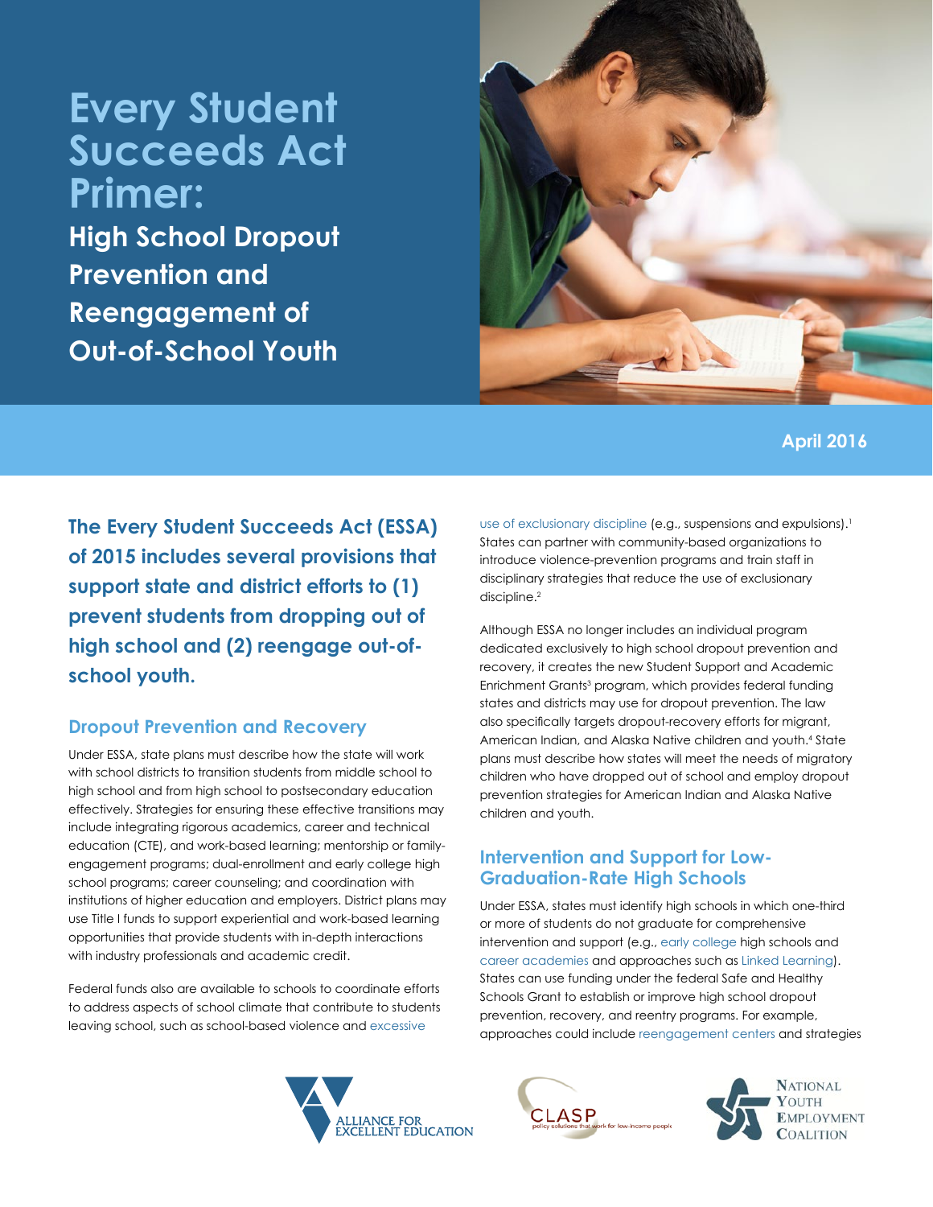# Every Student Succeeds Act Primer:

## High School Dropout Prevention and Reengagement of Out-of-School Youth

April 2016

**The Every Student Succeeds Act (ESSA) of 2015 includes several provisions that support state and district efforts to (1) prevent students from dropping out of high school and (2) reengage out-of-school youth.**

### Dropout Prevention and Recovery

Under ESSA, state plans must describe how the state will work with school districts to transition students from middle school to high school and from high school to postsecondary education effectively. Strategies for ensuring these effective transitions may include integrating rigorous academics, career and technical education (CTE), and work-based learning; mentorship or family-engagement programs; dual-enrollment and early college high school programs; career counseling; and coordination with institutions of higher education and employers. District plans may use Title I funds to support experiential and work-based learning opportunities that provide students with in-depth interactions with industry professionals and academic credit.

Federal funds also are available to schools to coordinate efforts to address aspects of school climate that contribute to students leaving school, such as school-based violence and excessive use of exclusionary discipline (e.g., suspensions and expulsions).[1] States can partner with community-based organizations to introduce violence-prevention programs and train staff in disciplinary strategies that reduce the use of exclusionary discipline.[2]

Although ESSA no longer includes an individual program dedicated exclusively to high school dropout prevention and recovery, it creates the new Student Support and Academic Enrichment Grants[3] program, which provides federal funding states and districts may use for dropout prevention. The law also specifically targets dropout-recovery efforts for migrant, American Indian, and Alaska Native children and youth.[4] State plans must describe how states will meet the needs of migratory children who have dropped out of school and employ dropout prevention strategies for American Indian and Alaska Native children and youth.

### Intervention and Support for Low-Graduation-Rate High Schools

Under ESSA, states must identify high schools in which one-third or more of students do not graduate for comprehensive intervention and support (e.g., early college high schools and career academies and approaches such as Linked Learning). States can use funding under the federal Safe and Healthy Schools Grant to establish or improve high school dropout prevention, recovery, and reentry programs. For example, approaches could include reengagement centers and strategies

ALLIANCE FOR EXCELLENT EDUCATION

CLASP policy solutions that work for low-income people

NATIONAL YOUTH EMPLOYMENT COALITION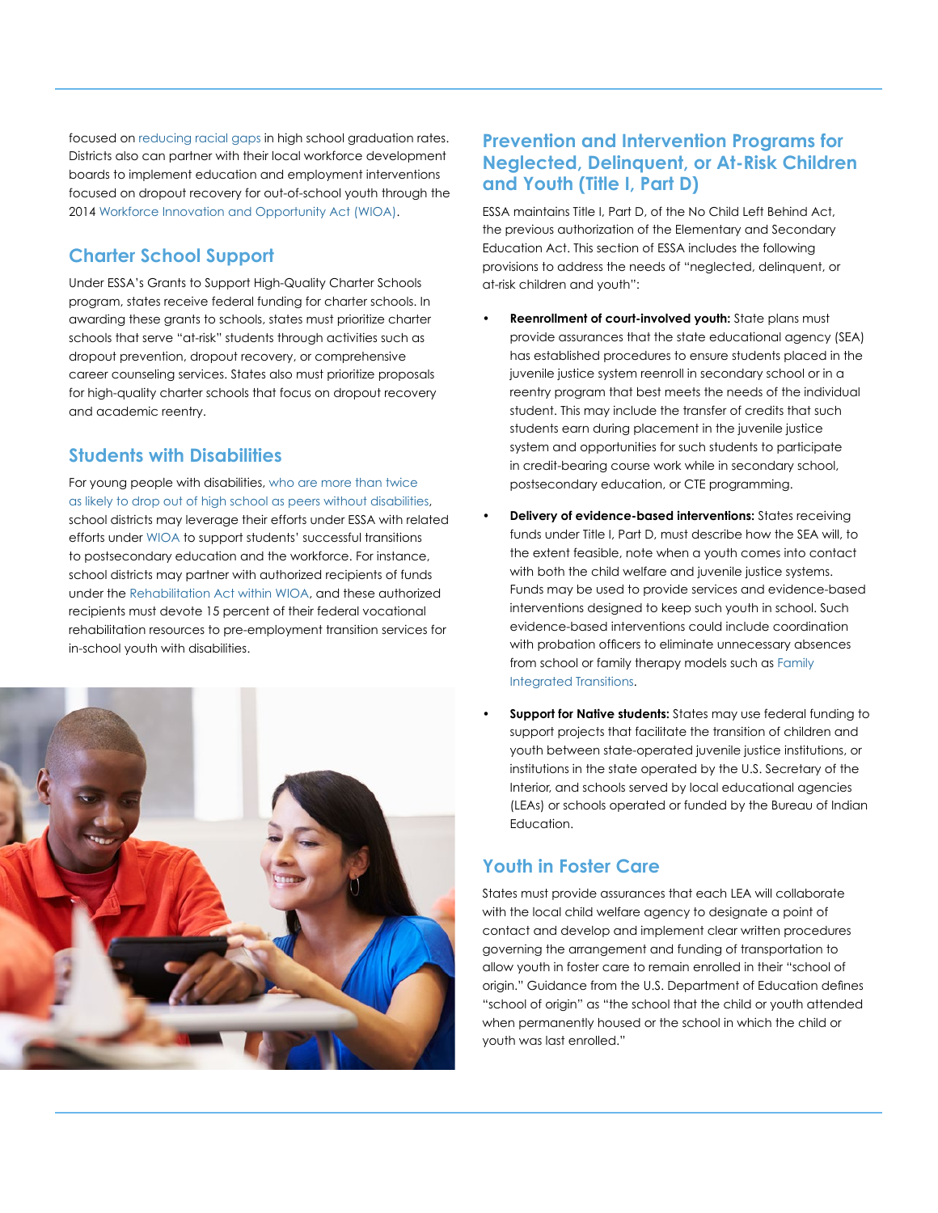focused on reducing racial gaps in high school graduation rates. Districts also can partner with their local workforce development boards to implement education and employment interventions focused on dropout recovery for out-of-school youth through the 2014 Workforce Innovation and Opportunity Act (WIOA).

## Charter School Support

Under ESSA's Grants to Support High-Quality Charter Schools program, states receive federal funding for charter schools. In awarding these grants to schools, states must prioritize charter schools that serve "at-risk" students through activities such as dropout prevention, dropout recovery, or comprehensive career counseling services. States also must prioritize proposals for high-quality charter schools that focus on dropout recovery and academic reentry.

## Students with Disabilities

For young people with disabilities, who are more than twice as likely to drop out of high school as peers without disabilities, school districts may leverage their efforts under ESSA with related efforts under WIOA to support students' successful transitions to postsecondary education and the workforce. For instance, school districts may partner with authorized recipients of funds under the Rehabilitation Act within WIOA, and these authorized recipients must devote 15 percent of their federal vocational rehabilitation resources to pre-employment transition services for in-school youth with disabilities.

## Prevention and Intervention Programs for Neglected, Delinquent, or At-Risk Children and Youth (Title I, Part D)

ESSA maintains Title I, Part D, of the No Child Left Behind Act, the previous authorization of the Elementary and Secondary Education Act. This section of ESSA includes the following provisions to address the needs of "neglected, delinquent, or at-risk children and youth":

- **Reenrollment of court-involved youth:** State plans must provide assurances that the state educational agency (SEA) has established procedures to ensure students placed in the juvenile justice system reenroll in secondary school or in a reentry program that best meets the needs of the individual student. This may include the transfer of credits that such students earn during placement in the juvenile justice system and opportunities for such students to participate in credit-bearing course work while in secondary school, postsecondary education, or CTE programming.
- **Delivery of evidence-based interventions:** States receiving funds under Title I, Part D, must describe how the SEA will, to the extent feasible, note when a youth comes into contact with both the child welfare and juvenile justice systems. Funds may be used to provide services and evidence-based interventions designed to keep such youth in school. Such evidence-based interventions could include coordination with probation officers to eliminate unnecessary absences from school or family therapy models such as Family Integrated Transitions.
- **Support for Native students:** States may use federal funding to support projects that facilitate the transition of children and youth between state-operated juvenile justice institutions, or institutions in the state operated by the U.S. Secretary of the Interior, and schools served by local educational agencies (LEAs) or schools operated or funded by the Bureau of Indian Education.

## Youth in Foster Care

States must provide assurances that each LEA will collaborate with the local child welfare agency to designate a point of contact and develop and implement clear written procedures governing the arrangement and funding of transportation to allow youth in foster care to remain enrolled in their "school of origin." Guidance from the U.S. Department of Education defines "school of origin" as "the school that the child or youth attended when permanently housed or the school in which the child or youth was last enrolled."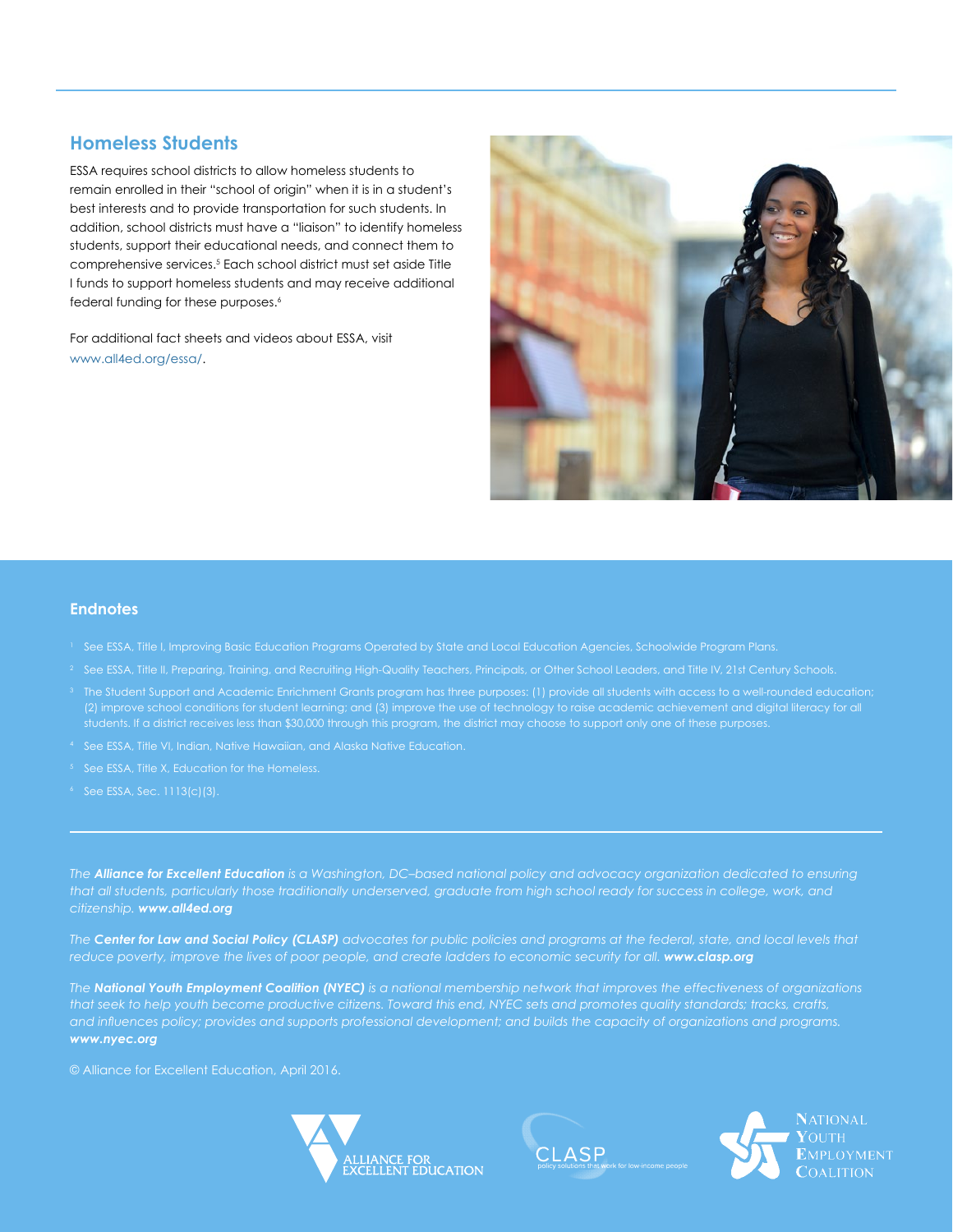## Homeless Students

ESSA requires school districts to allow homeless students to remain enrolled in their "school of origin" when it is in a student's best interests and to provide transportation for such students. In addition, school districts must have a "liaison" to identify homeless students, support their educational needs, and connect them to comprehensive services.[5] Each school district must set aside Title I funds to support homeless students and may receive additional federal funding for these purposes.[6]

For additional fact sheets and videos about ESSA, visit www.all4ed.org/essa/.

## Endnotes

1. See ESSA, Title I, Improving Basic Education Programs Operated by State and Local Education Agencies, Schoolwide Program Plans.
2. See ESSA, Title II, Preparing, Training, and Recruiting High-Quality Teachers, Principals, or Other School Leaders, and Title IV, 21st Century Schools.
3. The Student Support and Academic Enrichment Grants program has three purposes: (1) provide all students with access to a well-rounded education; (2) improve school conditions for student learning; and (3) improve the use of technology to raise academic achievement and digital literacy for all students. If a district receives less than $30,000 through this program, the district may choose to support only one of these purposes.
4. See ESSA, Title VI, Indian, Native Hawaiian, and Alaska Native Education.
5. See ESSA, Title X, Education for the Homeless.
6. See ESSA, Sec. 1113(c)(3).

---

*The **Alliance for Excellent Education** is a Washington, DC–based national policy and advocacy organization dedicated to ensuring that all students, particularly those traditionally underserved, graduate from high school ready for success in college, work, and citizenship. **www.all4ed.org***

*The **Center for Law and Social Policy (CLASP)** advocates for public policies and programs at the federal, state, and local levels that reduce poverty, improve the lives of poor people, and create ladders to economic security for all. **www.clasp.org***

*The **National Youth Employment Coalition (NYEC)** is a national membership network that improves the effectiveness of organizations that seek to help youth become productive citizens. Toward this end, NYEC sets and promotes quality standards; tracks, crafts, and influences policy; provides and supports professional development; and builds the capacity of organizations and programs. **www.nyec.org***

© Alliance for Excellent Education, April 2016.

ALLIANCE FOR EXCELLENT EDUCATION

CLASP policy solutions that work for low-income people

NATIONAL YOUTH EMPLOYMENT COALITION